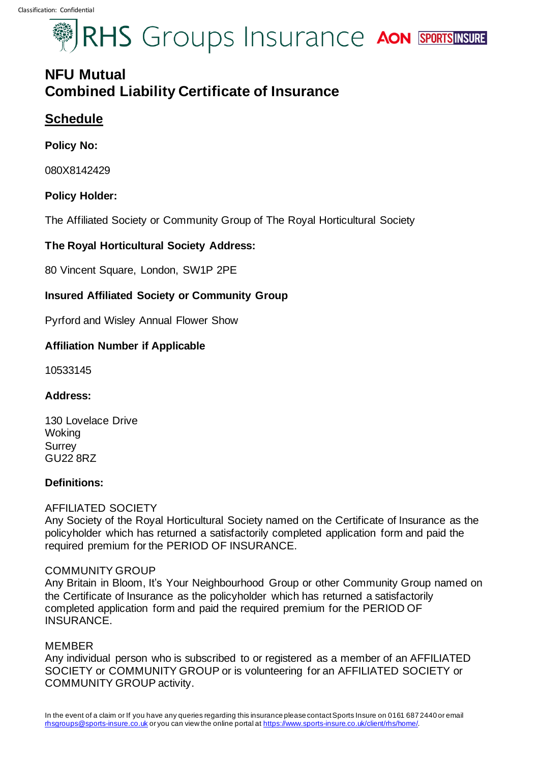RHS Groups Insurance AON SPORTSINSURE

# NFU Mutual
# Combined Liability Certificate of Insurance

## Schedule

**Policy No:**

080X8142429

**Policy Holder:**

The Affiliated Society or Community Group of The Royal Horticultural Society

**The Royal Horticultural Society Address:**

80 Vincent Square, London, SW1P 2PE

**Insured Affiliated Society or Community Group**

Pyrford and Wisley Annual Flower Show

**Affiliation Number if Applicable**

10533145

**Address:**

130 Lovelace Drive
Woking
Surrey
GU22 8RZ

**Definitions:**

AFFILIATED SOCIETY
Any Society of the Royal Horticultural Society named on the Certificate of Insurance as the policyholder which has returned a satisfactorily completed application form and paid the required premium for the PERIOD OF INSURANCE.

COMMUNITY GROUP
Any Britain in Bloom, It's Your Neighbourhood Group or other Community Group named on the Certificate of Insurance as the policyholder which has returned a satisfactorily completed application form and paid the required premium for the PERIOD OF INSURANCE.

MEMBER
Any individual person who is subscribed to or registered as a member of an AFFILIATED SOCIETY or COMMUNITY GROUP or is volunteering for an AFFILIATED SOCIETY or COMMUNITY GROUP activity.

In the event of a claim or If you have any queries regarding this insurance please contact Sports Insure on 0161 687 2440 or email rhsgroups@sports-insure.co.uk or you can view the online portal at https://www.sports-insure.co.uk/client/rhs/home/.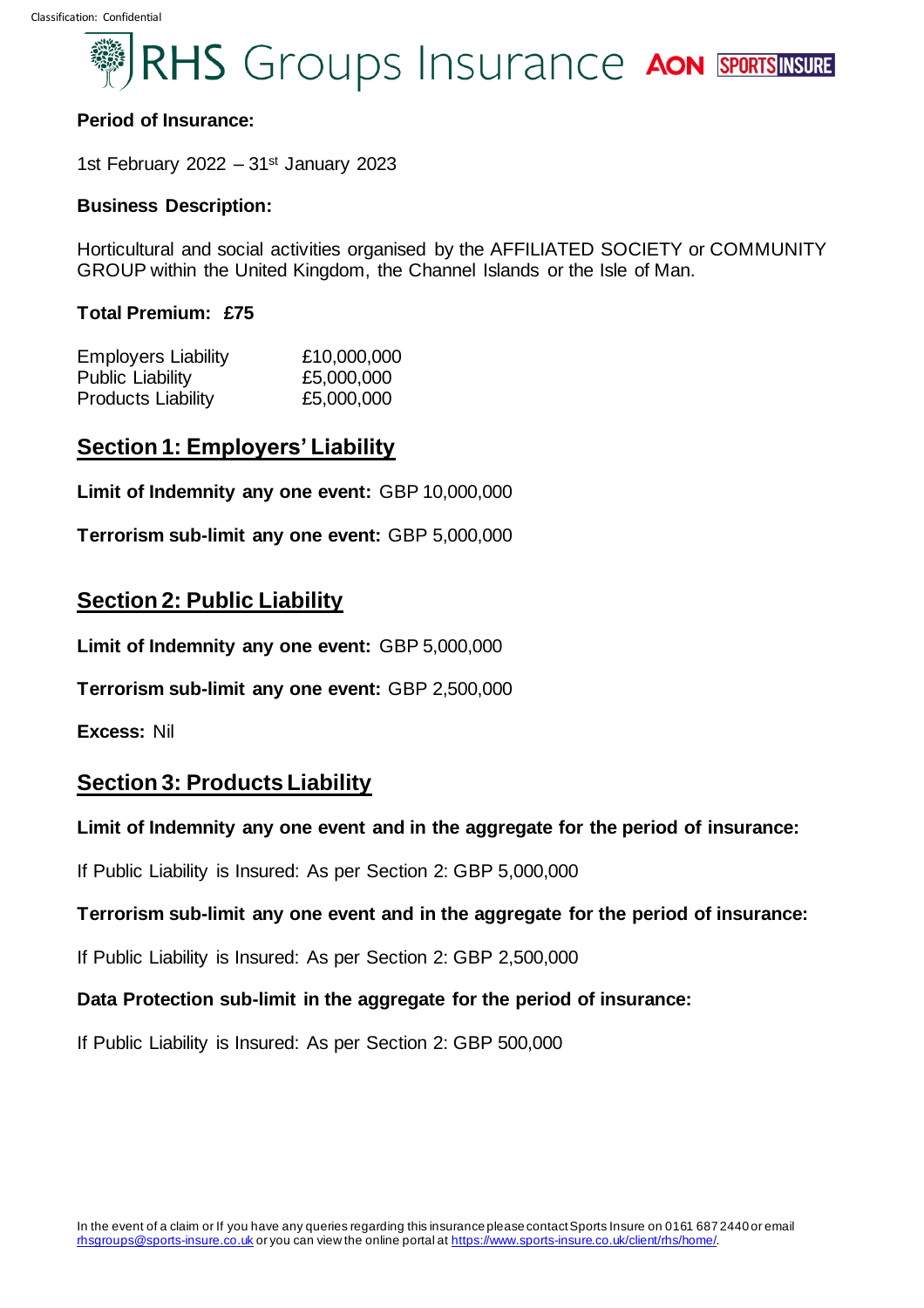**Period of Insurance:**

1st February 2022 – 31st January 2023

**Business Description:**

Horticultural and social activities organised by the AFFILIATED SOCIETY or COMMUNITY GROUP within the United Kingdom, the Channel Islands or the Isle of Man.

**Total Premium: £75**

| | |
|---|---|
| Employers Liability | £10,000,000 |
| Public Liability | £5,000,000 |
| Products Liability | £5,000,000 |

## Section 1: Employers' Liability

**Limit of Indemnity any one event:** GBP 10,000,000

**Terrorism sub-limit any one event:** GBP 5,000,000

## Section 2: Public Liability

**Limit of Indemnity any one event:** GBP 5,000,000

**Terrorism sub-limit any one event:** GBP 2,500,000

**Excess:** Nil

## Section 3: Products Liability

**Limit of Indemnity any one event and in the aggregate for the period of insurance:**

If Public Liability is Insured: As per Section 2: GBP 5,000,000

**Terrorism sub-limit any one event and in the aggregate for the period of insurance:**

If Public Liability is Insured: As per Section 2: GBP 2,500,000

**Data Protection sub-limit in the aggregate for the period of insurance:**

If Public Liability is Insured: As per Section 2: GBP 500,000

In the event of a claim or If you have any queries regarding this insurance please contact Sports Insure on 0161 687 2440 or email rhsgroups@sports-insure.co.uk or you can view the online portal at https://www.sports-insure.co.uk/client/rhs/home/.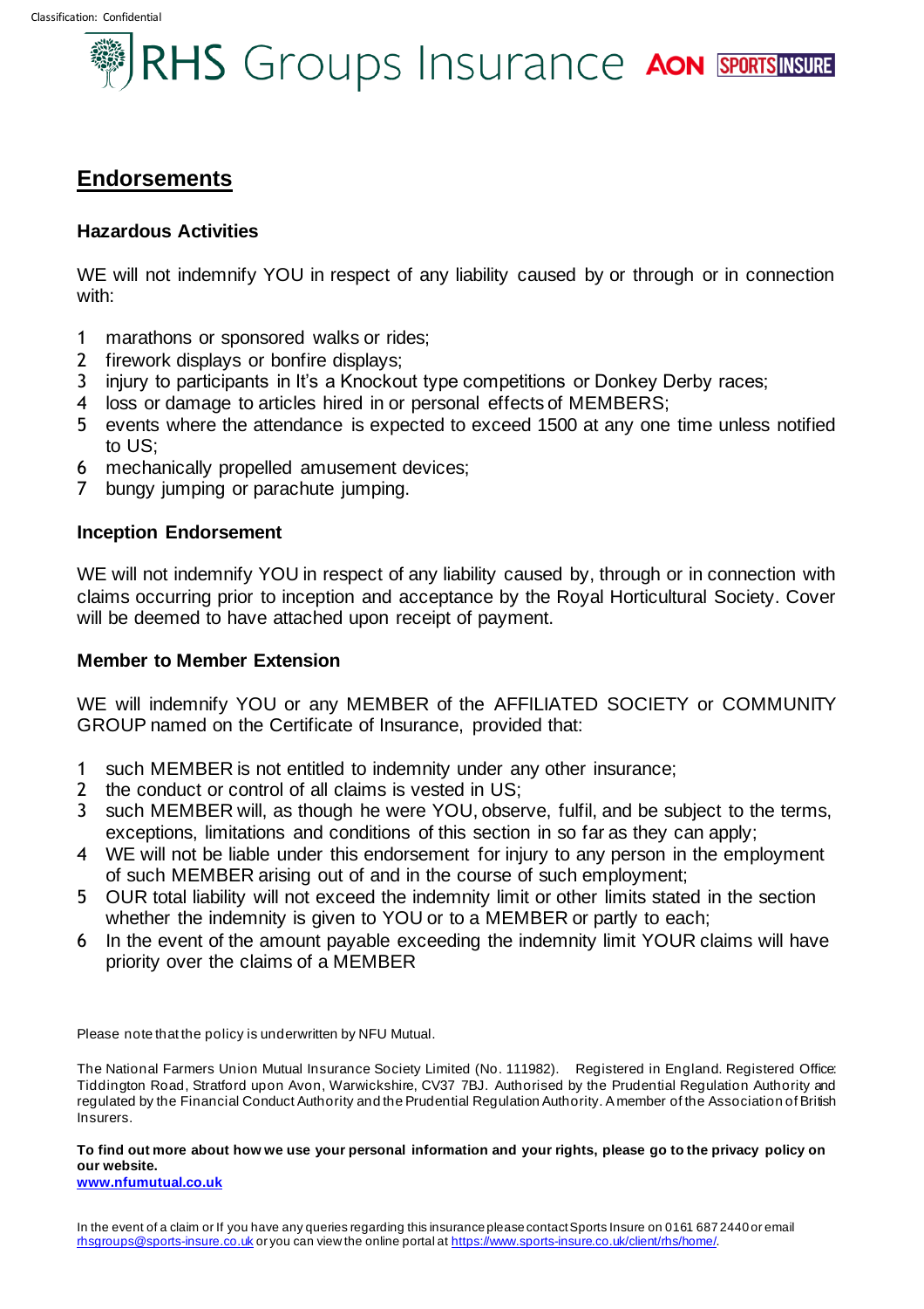## Endorsements

### Hazardous Activities

WE will not indemnify YOU in respect of any liability caused by or through or in connection with:

1. marathons or sponsored walks or rides;
2. firework displays or bonfire displays;
3. injury to participants in It's a Knockout type competitions or Donkey Derby races;
4. loss or damage to articles hired in or personal effects of MEMBERS;
5. events where the attendance is expected to exceed 1500 at any one time unless notified to US;
6. mechanically propelled amusement devices;
7. bungy jumping or parachute jumping.

### Inception Endorsement

WE will not indemnify YOU in respect of any liability caused by, through or in connection with claims occurring prior to inception and acceptance by the Royal Horticultural Society. Cover will be deemed to have attached upon receipt of payment.

### Member to Member Extension

WE will indemnify YOU or any MEMBER of the AFFILIATED SOCIETY or COMMUNITY GROUP named on the Certificate of Insurance, provided that:

1. such MEMBER is not entitled to indemnity under any other insurance;
2. the conduct or control of all claims is vested in US;
3. such MEMBER will, as though he were YOU, observe, fulfil, and be subject to the terms, exceptions, limitations and conditions of this section in so far as they can apply;
4. WE will not be liable under this endorsement for injury to any person in the employment of such MEMBER arising out of and in the course of such employment;
5. OUR total liability will not exceed the indemnity limit or other limits stated in the section whether the indemnity is given to YOU or to a MEMBER or partly to each;
6. In the event of the amount payable exceeding the indemnity limit YOUR claims will have priority over the claims of a MEMBER

Please note that the policy is underwritten by NFU Mutual.

The National Farmers Union Mutual Insurance Society Limited (No. 111982). Registered in England. Registered Office: Tiddington Road, Stratford upon Avon, Warwickshire, CV37 7BJ. Authorised by the Prudential Regulation Authority and regulated by the Financial Conduct Authority and the Prudential Regulation Authority. A member of the Association of British Insurers.

**To find out more about how we use your personal information and your rights, please go to the privacy policy on our website.**
**[www.nfumutual.co.uk](http://www.nfumutual.co.uk)**

In the event of a claim or If you have any queries regarding this insurance please contact Sports Insure on 0161 687 2440 or email rhsgroups@sports-insure.co.uk or you can view the online portal at https://www.sports-insure.co.uk/client/rhs/home/.